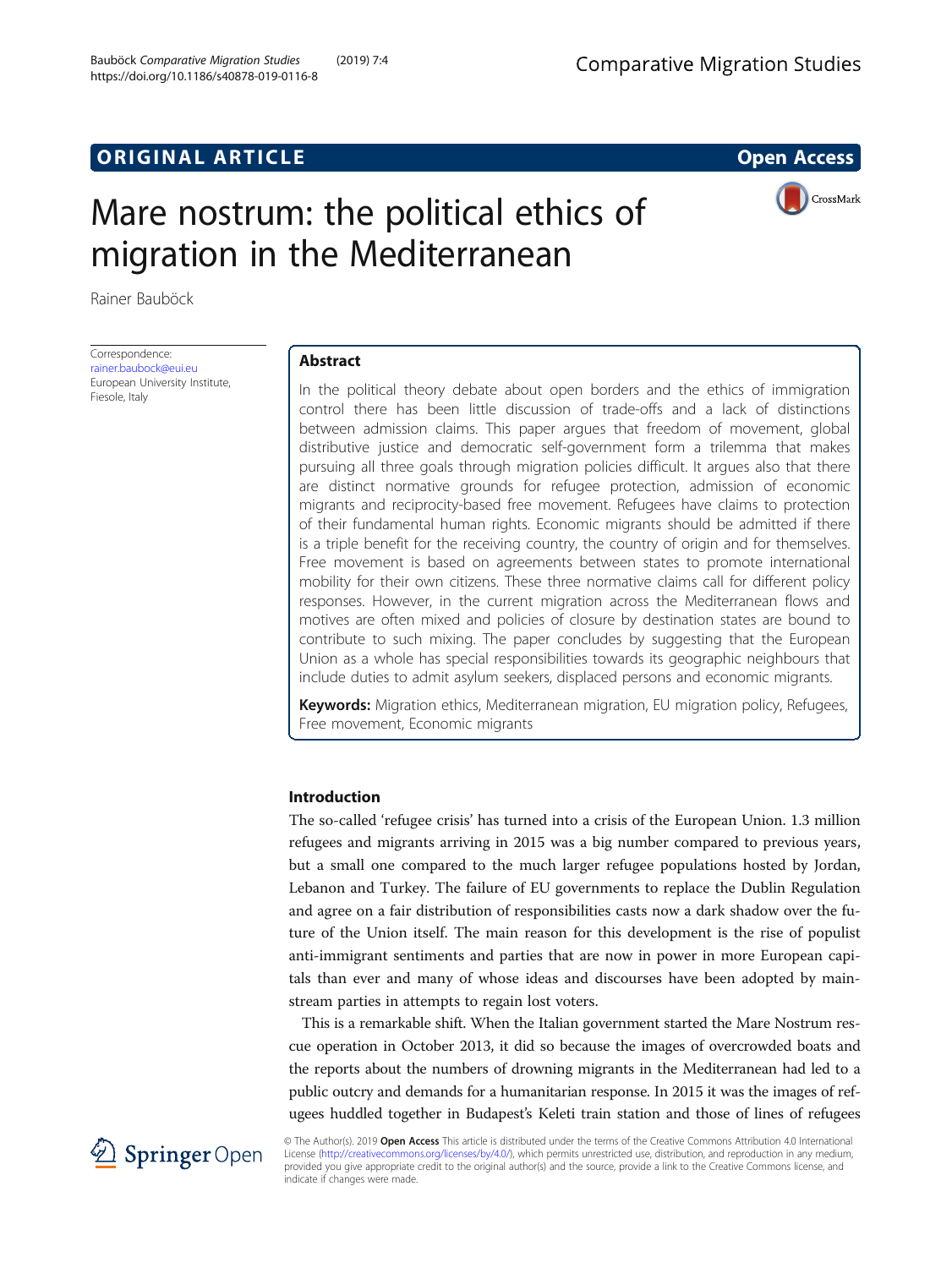ORIGINAL ARTICLE

Open Access

# Mare nostrum: the political ethics of migration in the Mediterranean

Rainer Bauböck

Correspondence: rainer.baubock@eui.eu
European University Institute, Fiesole, Italy

## Abstract

In the political theory debate about open borders and the ethics of immigration control there has been little discussion of trade-offs and a lack of distinctions between admission claims. This paper argues that freedom of movement, global distributive justice and democratic self-government form a trilemma that makes pursuing all three goals through migration policies difficult. It argues also that there are distinct normative grounds for refugee protection, admission of economic migrants and reciprocity-based free movement. Refugees have claims to protection of their fundamental human rights. Economic migrants should be admitted if there is a triple benefit for the receiving country, the country of origin and for themselves. Free movement is based on agreements between states to promote international mobility for their own citizens. These three normative claims call for different policy responses. However, in the current migration across the Mediterranean flows and motives are often mixed and policies of closure by destination states are bound to contribute to such mixing. The paper concludes by suggesting that the European Union as a whole has special responsibilities towards its geographic neighbours that include duties to admit asylum seekers, displaced persons and economic migrants.

**Keywords:** Migration ethics, Mediterranean migration, EU migration policy, Refugees, Free movement, Economic migrants

## Introduction

The so-called 'refugee crisis' has turned into a crisis of the European Union. 1.3 million refugees and migrants arriving in 2015 was a big number compared to previous years, but a small one compared to the much larger refugee populations hosted by Jordan, Lebanon and Turkey. The failure of EU governments to replace the Dublin Regulation and agree on a fair distribution of responsibilities casts now a dark shadow over the future of the Union itself. The main reason for this development is the rise of populist anti-immigrant sentiments and parties that are now in power in more European capitals than ever and many of whose ideas and discourses have been adopted by mainstream parties in attempts to regain lost voters.

This is a remarkable shift. When the Italian government started the Mare Nostrum rescue operation in October 2013, it did so because the images of overcrowded boats and the reports about the numbers of drowning migrants in the Mediterranean had led to a public outcry and demands for a humanitarian response. In 2015 it was the images of refugees huddled together in Budapest's Keleti train station and those of lines of refugees

© The Author(s). 2019 **Open Access** This article is distributed under the terms of the Creative Commons Attribution 4.0 International License (http://creativecommons.org/licenses/by/4.0/), which permits unrestricted use, distribution, and reproduction in any medium, provided you give appropriate credit to the original author(s) and the source, provide a link to the Creative Commons license, and indicate if changes were made.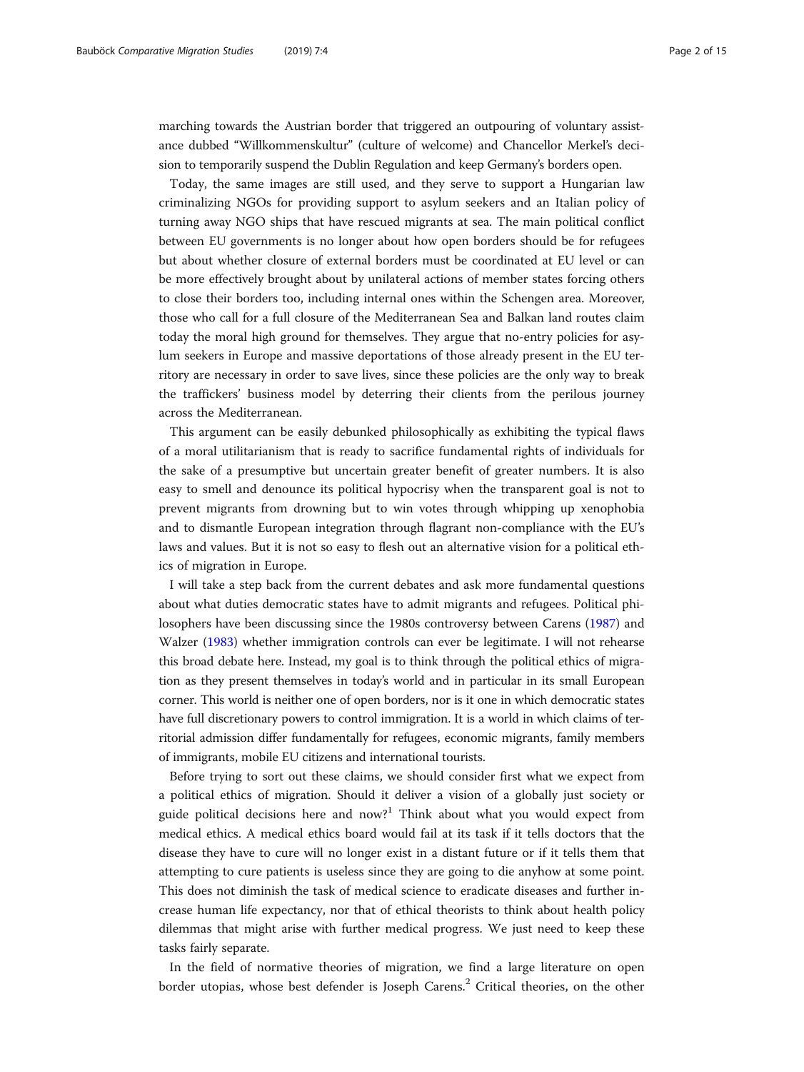marching towards the Austrian border that triggered an outpouring of voluntary assistance dubbed "Willkommenskultur" (culture of welcome) and Chancellor Merkel's decision to temporarily suspend the Dublin Regulation and keep Germany's borders open.

Today, the same images are still used, and they serve to support a Hungarian law criminalizing NGOs for providing support to asylum seekers and an Italian policy of turning away NGO ships that have rescued migrants at sea. The main political conflict between EU governments is no longer about how open borders should be for refugees but about whether closure of external borders must be coordinated at EU level or can be more effectively brought about by unilateral actions of member states forcing others to close their borders too, including internal ones within the Schengen area. Moreover, those who call for a full closure of the Mediterranean Sea and Balkan land routes claim today the moral high ground for themselves. They argue that no-entry policies for asylum seekers in Europe and massive deportations of those already present in the EU territory are necessary in order to save lives, since these policies are the only way to break the traffickers' business model by deterring their clients from the perilous journey across the Mediterranean.

This argument can be easily debunked philosophically as exhibiting the typical flaws of a moral utilitarianism that is ready to sacrifice fundamental rights of individuals for the sake of a presumptive but uncertain greater benefit of greater numbers. It is also easy to smell and denounce its political hypocrisy when the transparent goal is not to prevent migrants from drowning but to win votes through whipping up xenophobia and to dismantle European integration through flagrant non-compliance with the EU's laws and values. But it is not so easy to flesh out an alternative vision for a political ethics of migration in Europe.

I will take a step back from the current debates and ask more fundamental questions about what duties democratic states have to admit migrants and refugees. Political philosophers have been discussing since the 1980s controversy between Carens (1987) and Walzer (1983) whether immigration controls can ever be legitimate. I will not rehearse this broad debate here. Instead, my goal is to think through the political ethics of migration as they present themselves in today's world and in particular in its small European corner. This world is neither one of open borders, nor is it one in which democratic states have full discretionary powers to control immigration. It is a world in which claims of territorial admission differ fundamentally for refugees, economic migrants, family members of immigrants, mobile EU citizens and international tourists.

Before trying to sort out these claims, we should consider first what we expect from a political ethics of migration. Should it deliver a vision of a globally just society or guide political decisions here and now?[1] Think about what you would expect from medical ethics. A medical ethics board would fail at its task if it tells doctors that the disease they have to cure will no longer exist in a distant future or if it tells them that attempting to cure patients is useless since they are going to die anyhow at some point. This does not diminish the task of medical science to eradicate diseases and further increase human life expectancy, nor that of ethical theorists to think about health policy dilemmas that might arise with further medical progress. We just need to keep these tasks fairly separate.

In the field of normative theories of migration, we find a large literature on open border utopias, whose best defender is Joseph Carens.[2] Critical theories, on the other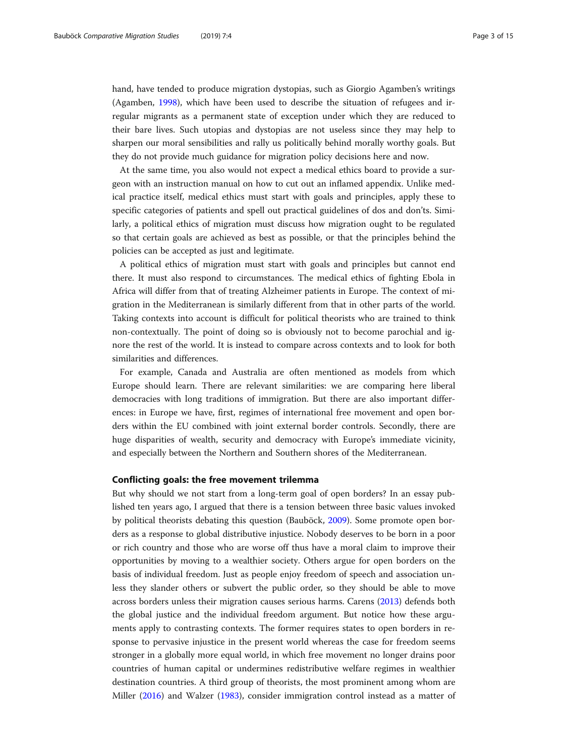hand, have tended to produce migration dystopias, such as Giorgio Agamben's writings (Agamben, 1998), which have been used to describe the situation of refugees and irregular migrants as a permanent state of exception under which they are reduced to their bare lives. Such utopias and dystopias are not useless since they may help to sharpen our moral sensibilities and rally us politically behind morally worthy goals. But they do not provide much guidance for migration policy decisions here and now.

At the same time, you also would not expect a medical ethics board to provide a surgeon with an instruction manual on how to cut out an inflamed appendix. Unlike medical practice itself, medical ethics must start with goals and principles, apply these to specific categories of patients and spell out practical guidelines of dos and don'ts. Similarly, a political ethics of migration must discuss how migration ought to be regulated so that certain goals are achieved as best as possible, or that the principles behind the policies can be accepted as just and legitimate.

A political ethics of migration must start with goals and principles but cannot end there. It must also respond to circumstances. The medical ethics of fighting Ebola in Africa will differ from that of treating Alzheimer patients in Europe. The context of migration in the Mediterranean is similarly different from that in other parts of the world. Taking contexts into account is difficult for political theorists who are trained to think non-contextually. The point of doing so is obviously not to become parochial and ignore the rest of the world. It is instead to compare across contexts and to look for both similarities and differences.

For example, Canada and Australia are often mentioned as models from which Europe should learn. There are relevant similarities: we are comparing here liberal democracies with long traditions of immigration. But there are also important differences: in Europe we have, first, regimes of international free movement and open borders within the EU combined with joint external border controls. Secondly, there are huge disparities of wealth, security and democracy with Europe's immediate vicinity, and especially between the Northern and Southern shores of the Mediterranean.

## Conflicting goals: the free movement trilemma

But why should we not start from a long-term goal of open borders? In an essay published ten years ago, I argued that there is a tension between three basic values invoked by political theorists debating this question (Bauböck, 2009). Some promote open borders as a response to global distributive injustice. Nobody deserves to be born in a poor or rich country and those who are worse off thus have a moral claim to improve their opportunities by moving to a wealthier society. Others argue for open borders on the basis of individual freedom. Just as people enjoy freedom of speech and association unless they slander others or subvert the public order, so they should be able to move across borders unless their migration causes serious harms. Carens (2013) defends both the global justice and the individual freedom argument. But notice how these arguments apply to contrasting contexts. The former requires states to open borders in response to pervasive injustice in the present world whereas the case for freedom seems stronger in a globally more equal world, in which free movement no longer drains poor countries of human capital or undermines redistributive welfare regimes in wealthier destination countries. A third group of theorists, the most prominent among whom are Miller (2016) and Walzer (1983), consider immigration control instead as a matter of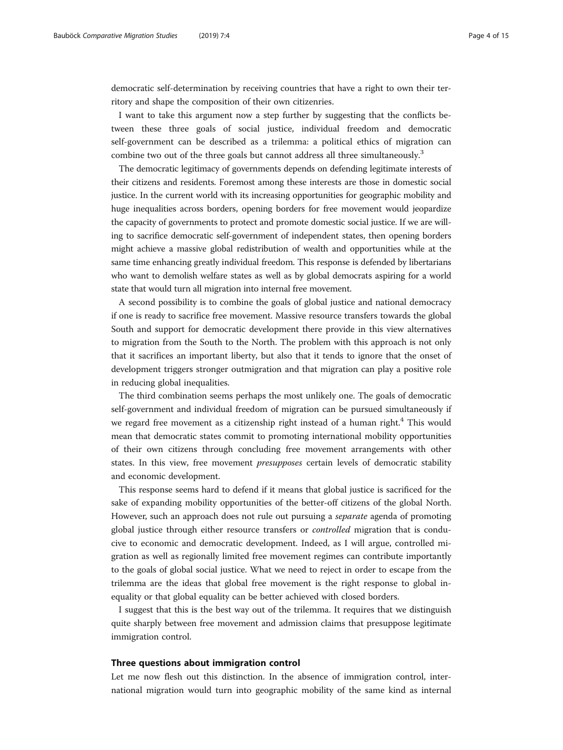democratic self-determination by receiving countries that have a right to own their territory and shape the composition of their own citizenries.

I want to take this argument now a step further by suggesting that the conflicts between these three goals of social justice, individual freedom and democratic self-government can be described as a trilemma: a political ethics of migration can combine two out of the three goals but cannot address all three simultaneously.[3]

The democratic legitimacy of governments depends on defending legitimate interests of their citizens and residents. Foremost among these interests are those in domestic social justice. In the current world with its increasing opportunities for geographic mobility and huge inequalities across borders, opening borders for free movement would jeopardize the capacity of governments to protect and promote domestic social justice. If we are willing to sacrifice democratic self-government of independent states, then opening borders might achieve a massive global redistribution of wealth and opportunities while at the same time enhancing greatly individual freedom. This response is defended by libertarians who want to demolish welfare states as well as by global democrats aspiring for a world state that would turn all migration into internal free movement.

A second possibility is to combine the goals of global justice and national democracy if one is ready to sacrifice free movement. Massive resource transfers towards the global South and support for democratic development there provide in this view alternatives to migration from the South to the North. The problem with this approach is not only that it sacrifices an important liberty, but also that it tends to ignore that the onset of development triggers stronger outmigration and that migration can play a positive role in reducing global inequalities.

The third combination seems perhaps the most unlikely one. The goals of democratic self-government and individual freedom of migration can be pursued simultaneously if we regard free movement as a citizenship right instead of a human right.[4] This would mean that democratic states commit to promoting international mobility opportunities of their own citizens through concluding free movement arrangements with other states. In this view, free movement *presupposes* certain levels of democratic stability and economic development.

This response seems hard to defend if it means that global justice is sacrificed for the sake of expanding mobility opportunities of the better-off citizens of the global North. However, such an approach does not rule out pursuing a *separate* agenda of promoting global justice through either resource transfers or *controlled* migration that is conducive to economic and democratic development. Indeed, as I will argue, controlled migration as well as regionally limited free movement regimes can contribute importantly to the goals of global social justice. What we need to reject in order to escape from the trilemma are the ideas that global free movement is the right response to global inequality or that global equality can be better achieved with closed borders.

I suggest that this is the best way out of the trilemma. It requires that we distinguish quite sharply between free movement and admission claims that presuppose legitimate immigration control.

## Three questions about immigration control

Let me now flesh out this distinction. In the absence of immigration control, international migration would turn into geographic mobility of the same kind as internal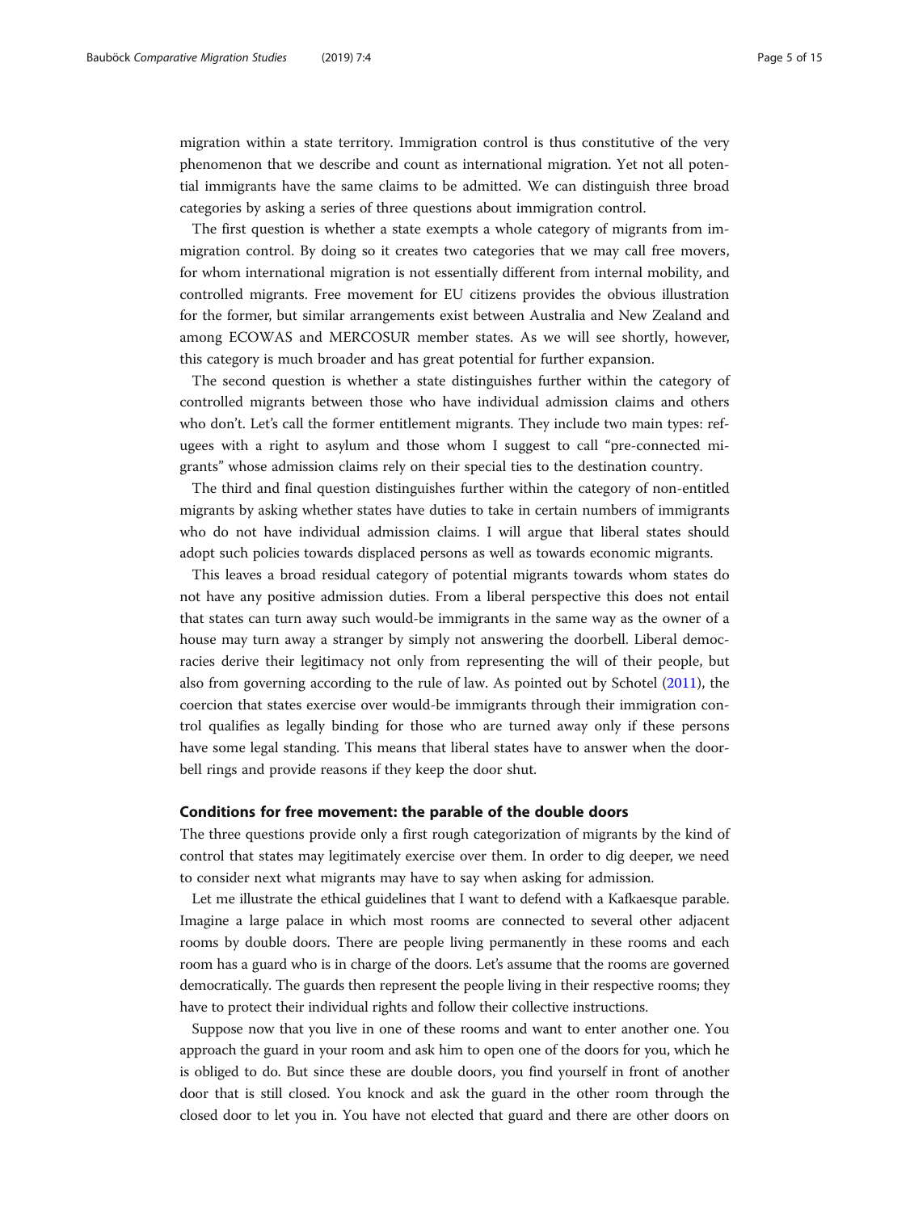migration within a state territory. Immigration control is thus constitutive of the very phenomenon that we describe and count as international migration. Yet not all potential immigrants have the same claims to be admitted. We can distinguish three broad categories by asking a series of three questions about immigration control.

The first question is whether a state exempts a whole category of migrants from immigration control. By doing so it creates two categories that we may call free movers, for whom international migration is not essentially different from internal mobility, and controlled migrants. Free movement for EU citizens provides the obvious illustration for the former, but similar arrangements exist between Australia and New Zealand and among ECOWAS and MERCOSUR member states. As we will see shortly, however, this category is much broader and has great potential for further expansion.

The second question is whether a state distinguishes further within the category of controlled migrants between those who have individual admission claims and others who don't. Let's call the former entitlement migrants. They include two main types: refugees with a right to asylum and those whom I suggest to call "pre-connected migrants" whose admission claims rely on their special ties to the destination country.

The third and final question distinguishes further within the category of non-entitled migrants by asking whether states have duties to take in certain numbers of immigrants who do not have individual admission claims. I will argue that liberal states should adopt such policies towards displaced persons as well as towards economic migrants.

This leaves a broad residual category of potential migrants towards whom states do not have any positive admission duties. From a liberal perspective this does not entail that states can turn away such would-be immigrants in the same way as the owner of a house may turn away a stranger by simply not answering the doorbell. Liberal democracies derive their legitimacy not only from representing the will of their people, but also from governing according to the rule of law. As pointed out by Schotel (2011), the coercion that states exercise over would-be immigrants through their immigration control qualifies as legally binding for those who are turned away only if these persons have some legal standing. This means that liberal states have to answer when the doorbell rings and provide reasons if they keep the door shut.

## Conditions for free movement: the parable of the double doors

The three questions provide only a first rough categorization of migrants by the kind of control that states may legitimately exercise over them. In order to dig deeper, we need to consider next what migrants may have to say when asking for admission.

Let me illustrate the ethical guidelines that I want to defend with a Kafkaesque parable. Imagine a large palace in which most rooms are connected to several other adjacent rooms by double doors. There are people living permanently in these rooms and each room has a guard who is in charge of the doors. Let's assume that the rooms are governed democratically. The guards then represent the people living in their respective rooms; they have to protect their individual rights and follow their collective instructions.

Suppose now that you live in one of these rooms and want to enter another one. You approach the guard in your room and ask him to open one of the doors for you, which he is obliged to do. But since these are double doors, you find yourself in front of another door that is still closed. You knock and ask the guard in the other room through the closed door to let you in. You have not elected that guard and there are other doors on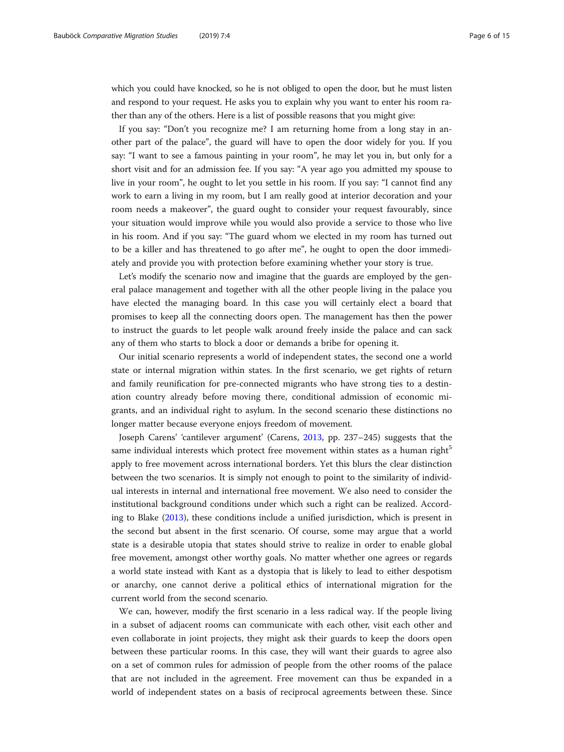which you could have knocked, so he is not obliged to open the door, but he must listen and respond to your request. He asks you to explain why you want to enter his room rather than any of the others. Here is a list of possible reasons that you might give:

If you say: "Don't you recognize me? I am returning home from a long stay in another part of the palace", the guard will have to open the door widely for you. If you say: "I want to see a famous painting in your room", he may let you in, but only for a short visit and for an admission fee. If you say: "A year ago you admitted my spouse to live in your room", he ought to let you settle in his room. If you say: "I cannot find any work to earn a living in my room, but I am really good at interior decoration and your room needs a makeover", the guard ought to consider your request favourably, since your situation would improve while you would also provide a service to those who live in his room. And if you say: "The guard whom we elected in my room has turned out to be a killer and has threatened to go after me", he ought to open the door immediately and provide you with protection before examining whether your story is true.

Let's modify the scenario now and imagine that the guards are employed by the general palace management and together with all the other people living in the palace you have elected the managing board. In this case you will certainly elect a board that promises to keep all the connecting doors open. The management has then the power to instruct the guards to let people walk around freely inside the palace and can sack any of them who starts to block a door or demands a bribe for opening it.

Our initial scenario represents a world of independent states, the second one a world state or internal migration within states. In the first scenario, we get rights of return and family reunification for pre-connected migrants who have strong ties to a destination country already before moving there, conditional admission of economic migrants, and an individual right to asylum. In the second scenario these distinctions no longer matter because everyone enjoys freedom of movement.

Joseph Carens' 'cantilever argument' (Carens, 2013, pp. 237–245) suggests that the same individual interests which protect free movement within states as a human right[5] apply to free movement across international borders. Yet this blurs the clear distinction between the two scenarios. It is simply not enough to point to the similarity of individual interests in internal and international free movement. We also need to consider the institutional background conditions under which such a right can be realized. According to Blake (2013), these conditions include a unified jurisdiction, which is present in the second but absent in the first scenario. Of course, some may argue that a world state is a desirable utopia that states should strive to realize in order to enable global free movement, amongst other worthy goals. No matter whether one agrees or regards a world state instead with Kant as a dystopia that is likely to lead to either despotism or anarchy, one cannot derive a political ethics of international migration for the current world from the second scenario.

We can, however, modify the first scenario in a less radical way. If the people living in a subset of adjacent rooms can communicate with each other, visit each other and even collaborate in joint projects, they might ask their guards to keep the doors open between these particular rooms. In this case, they will want their guards to agree also on a set of common rules for admission of people from the other rooms of the palace that are not included in the agreement. Free movement can thus be expanded in a world of independent states on a basis of reciprocal agreements between these. Since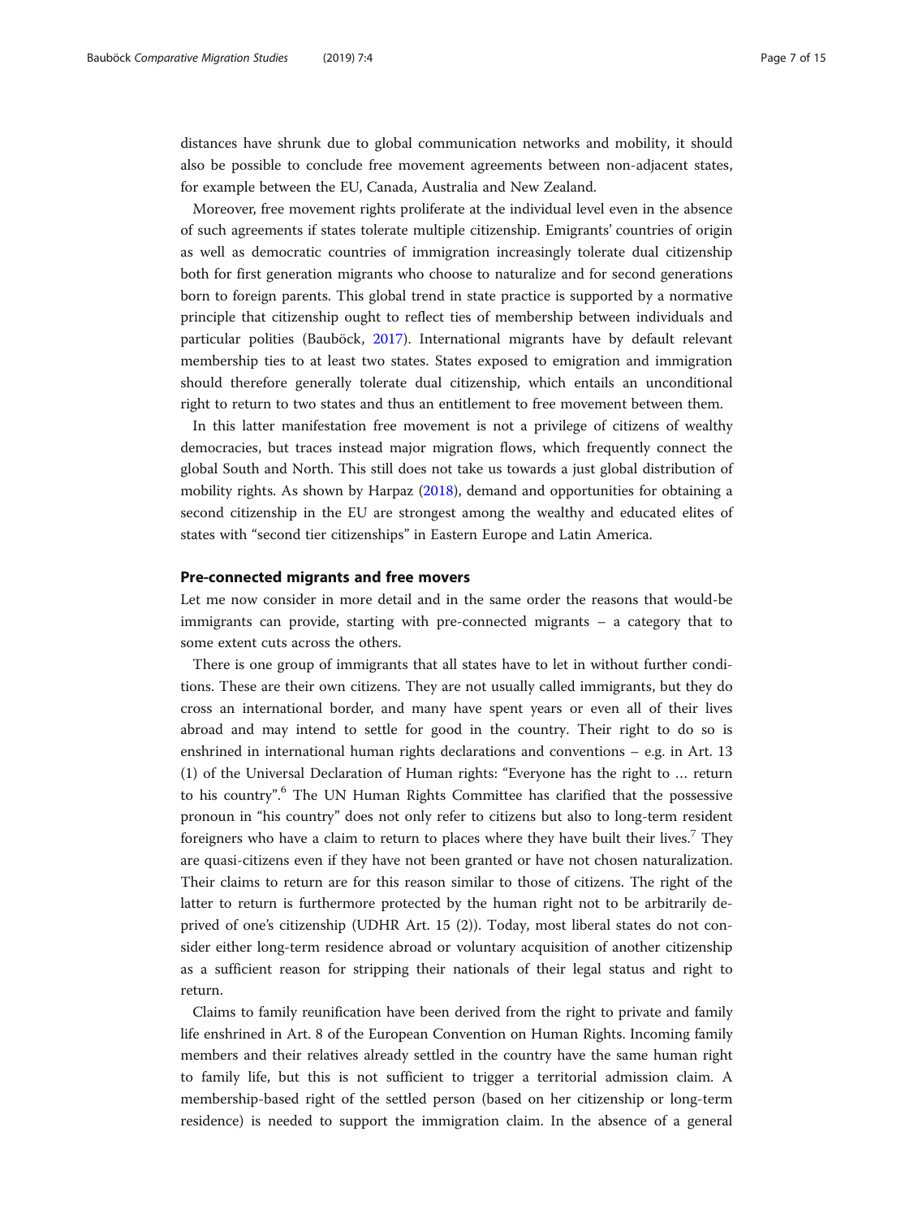distances have shrunk due to global communication networks and mobility, it should also be possible to conclude free movement agreements between non-adjacent states, for example between the EU, Canada, Australia and New Zealand.

Moreover, free movement rights proliferate at the individual level even in the absence of such agreements if states tolerate multiple citizenship. Emigrants' countries of origin as well as democratic countries of immigration increasingly tolerate dual citizenship both for first generation migrants who choose to naturalize and for second generations born to foreign parents. This global trend in state practice is supported by a normative principle that citizenship ought to reflect ties of membership between individuals and particular polities (Bauböck, 2017). International migrants have by default relevant membership ties to at least two states. States exposed to emigration and immigration should therefore generally tolerate dual citizenship, which entails an unconditional right to return to two states and thus an entitlement to free movement between them.

In this latter manifestation free movement is not a privilege of citizens of wealthy democracies, but traces instead major migration flows, which frequently connect the global South and North. This still does not take us towards a just global distribution of mobility rights. As shown by Harpaz (2018), demand and opportunities for obtaining a second citizenship in the EU are strongest among the wealthy and educated elites of states with "second tier citizenships" in Eastern Europe and Latin America.

## Pre-connected migrants and free movers

Let me now consider in more detail and in the same order the reasons that would-be immigrants can provide, starting with pre-connected migrants – a category that to some extent cuts across the others.

There is one group of immigrants that all states have to let in without further conditions. These are their own citizens. They are not usually called immigrants, but they do cross an international border, and many have spent years or even all of their lives abroad and may intend to settle for good in the country. Their right to do so is enshrined in international human rights declarations and conventions – e.g. in Art. 13 (1) of the Universal Declaration of Human rights: "Everyone has the right to … return to his country".[6] The UN Human Rights Committee has clarified that the possessive pronoun in "his country" does not only refer to citizens but also to long-term resident foreigners who have a claim to return to places where they have built their lives.[7] They are quasi-citizens even if they have not been granted or have not chosen naturalization. Their claims to return are for this reason similar to those of citizens. The right of the latter to return is furthermore protected by the human right not to be arbitrarily deprived of one's citizenship (UDHR Art. 15 (2)). Today, most liberal states do not consider either long-term residence abroad or voluntary acquisition of another citizenship as a sufficient reason for stripping their nationals of their legal status and right to return.

Claims to family reunification have been derived from the right to private and family life enshrined in Art. 8 of the European Convention on Human Rights. Incoming family members and their relatives already settled in the country have the same human right to family life, but this is not sufficient to trigger a territorial admission claim. A membership-based right of the settled person (based on her citizenship or long-term residence) is needed to support the immigration claim. In the absence of a general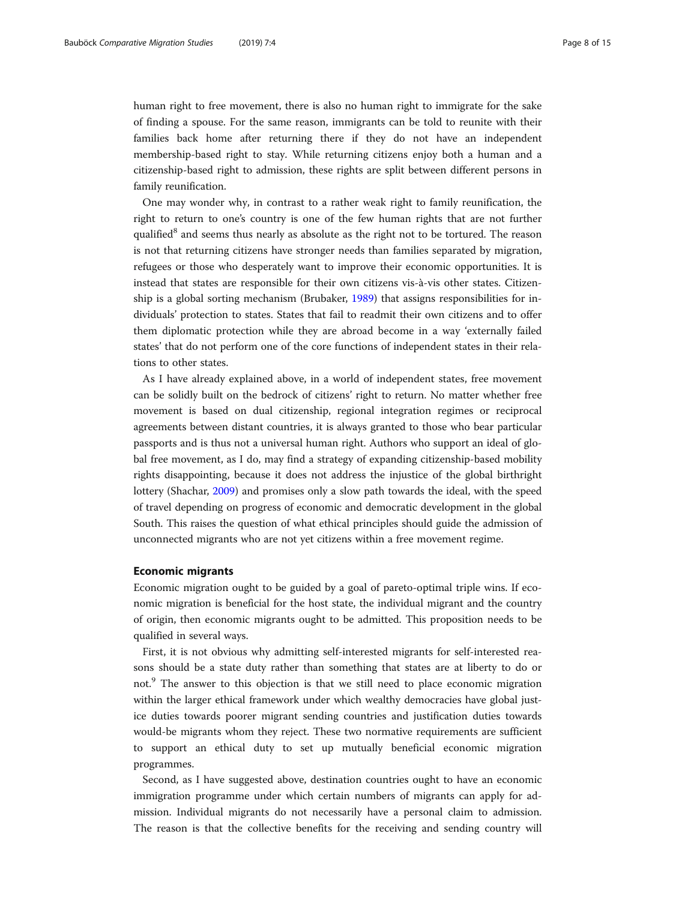human right to free movement, there is also no human right to immigrate for the sake of finding a spouse. For the same reason, immigrants can be told to reunite with their families back home after returning there if they do not have an independent membership-based right to stay. While returning citizens enjoy both a human and a citizenship-based right to admission, these rights are split between different persons in family reunification.

One may wonder why, in contrast to a rather weak right to family reunification, the right to return to one's country is one of the few human rights that are not further qualified[8] and seems thus nearly as absolute as the right not to be tortured. The reason is not that returning citizens have stronger needs than families separated by migration, refugees or those who desperately want to improve their economic opportunities. It is instead that states are responsible for their own citizens vis-à-vis other states. Citizenship is a global sorting mechanism (Brubaker, 1989) that assigns responsibilities for individuals' protection to states. States that fail to readmit their own citizens and to offer them diplomatic protection while they are abroad become in a way 'externally failed states' that do not perform one of the core functions of independent states in their relations to other states.

As I have already explained above, in a world of independent states, free movement can be solidly built on the bedrock of citizens' right to return. No matter whether free movement is based on dual citizenship, regional integration regimes or reciprocal agreements between distant countries, it is always granted to those who bear particular passports and is thus not a universal human right. Authors who support an ideal of global free movement, as I do, may find a strategy of expanding citizenship-based mobility rights disappointing, because it does not address the injustice of the global birthright lottery (Shachar, 2009) and promises only a slow path towards the ideal, with the speed of travel depending on progress of economic and democratic development in the global South. This raises the question of what ethical principles should guide the admission of unconnected migrants who are not yet citizens within a free movement regime.

## Economic migrants

Economic migration ought to be guided by a goal of pareto-optimal triple wins. If economic migration is beneficial for the host state, the individual migrant and the country of origin, then economic migrants ought to be admitted. This proposition needs to be qualified in several ways.

First, it is not obvious why admitting self-interested migrants for self-interested reasons should be a state duty rather than something that states are at liberty to do or not.[9] The answer to this objection is that we still need to place economic migration within the larger ethical framework under which wealthy democracies have global justice duties towards poorer migrant sending countries and justification duties towards would-be migrants whom they reject. These two normative requirements are sufficient to support an ethical duty to set up mutually beneficial economic migration programmes.

Second, as I have suggested above, destination countries ought to have an economic immigration programme under which certain numbers of migrants can apply for admission. Individual migrants do not necessarily have a personal claim to admission. The reason is that the collective benefits for the receiving and sending country will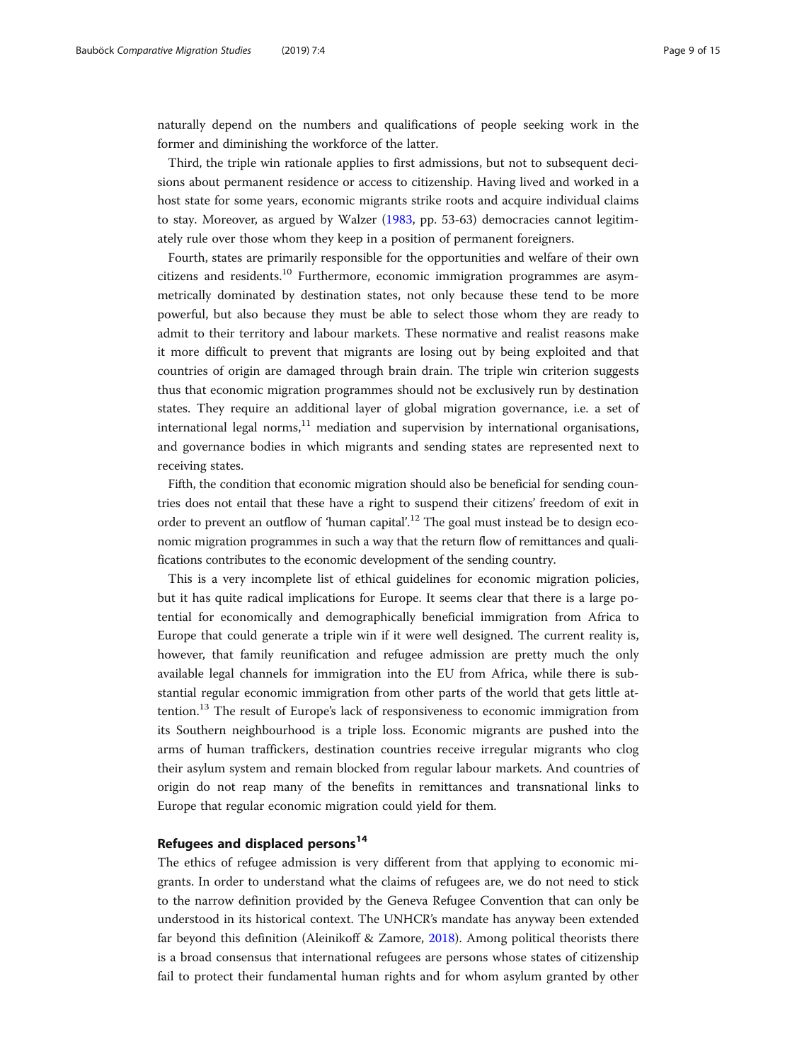naturally depend on the numbers and qualifications of people seeking work in the former and diminishing the workforce of the latter.

Third, the triple win rationale applies to first admissions, but not to subsequent decisions about permanent residence or access to citizenship. Having lived and worked in a host state for some years, economic migrants strike roots and acquire individual claims to stay. Moreover, as argued by Walzer (1983, pp. 53-63) democracies cannot legitimately rule over those whom they keep in a position of permanent foreigners.

Fourth, states are primarily responsible for the opportunities and welfare of their own citizens and residents.[10] Furthermore, economic immigration programmes are asymmetrically dominated by destination states, not only because these tend to be more powerful, but also because they must be able to select those whom they are ready to admit to their territory and labour markets. These normative and realist reasons make it more difficult to prevent that migrants are losing out by being exploited and that countries of origin are damaged through brain drain. The triple win criterion suggests thus that economic migration programmes should not be exclusively run by destination states. They require an additional layer of global migration governance, i.e. a set of international legal norms,[11] mediation and supervision by international organisations, and governance bodies in which migrants and sending states are represented next to receiving states.

Fifth, the condition that economic migration should also be beneficial for sending countries does not entail that these have a right to suspend their citizens' freedom of exit in order to prevent an outflow of 'human capital'.[12] The goal must instead be to design economic migration programmes in such a way that the return flow of remittances and qualifications contributes to the economic development of the sending country.

This is a very incomplete list of ethical guidelines for economic migration policies, but it has quite radical implications for Europe. It seems clear that there is a large potential for economically and demographically beneficial immigration from Africa to Europe that could generate a triple win if it were well designed. The current reality is, however, that family reunification and refugee admission are pretty much the only available legal channels for immigration into the EU from Africa, while there is substantial regular economic immigration from other parts of the world that gets little attention.[13] The result of Europe's lack of responsiveness to economic immigration from its Southern neighbourhood is a triple loss. Economic migrants are pushed into the arms of human traffickers, destination countries receive irregular migrants who clog their asylum system and remain blocked from regular labour markets. And countries of origin do not reap many of the benefits in remittances and transnational links to Europe that regular economic migration could yield for them.

## Refugees and displaced persons[14]

The ethics of refugee admission is very different from that applying to economic migrants. In order to understand what the claims of refugees are, we do not need to stick to the narrow definition provided by the Geneva Refugee Convention that can only be understood in its historical context. The UNHCR's mandate has anyway been extended far beyond this definition (Aleinikoff & Zamore, 2018). Among political theorists there is a broad consensus that international refugees are persons whose states of citizenship fail to protect their fundamental human rights and for whom asylum granted by other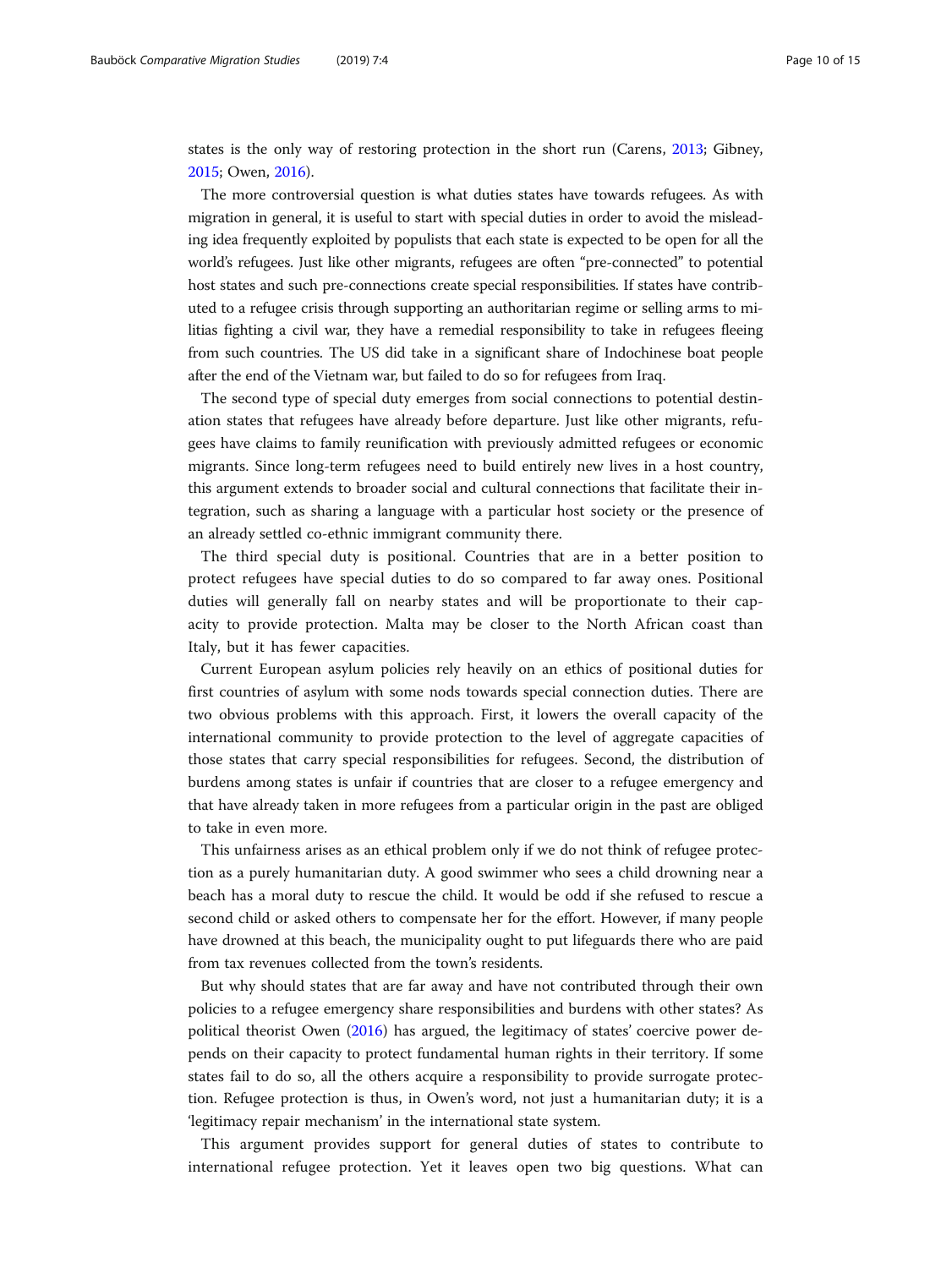states is the only way of restoring protection in the short run (Carens, 2013; Gibney, 2015; Owen, 2016).

The more controversial question is what duties states have towards refugees. As with migration in general, it is useful to start with special duties in order to avoid the misleading idea frequently exploited by populists that each state is expected to be open for all the world's refugees. Just like other migrants, refugees are often "pre-connected" to potential host states and such pre-connections create special responsibilities. If states have contributed to a refugee crisis through supporting an authoritarian regime or selling arms to militias fighting a civil war, they have a remedial responsibility to take in refugees fleeing from such countries. The US did take in a significant share of Indochinese boat people after the end of the Vietnam war, but failed to do so for refugees from Iraq.

The second type of special duty emerges from social connections to potential destination states that refugees have already before departure. Just like other migrants, refugees have claims to family reunification with previously admitted refugees or economic migrants. Since long-term refugees need to build entirely new lives in a host country, this argument extends to broader social and cultural connections that facilitate their integration, such as sharing a language with a particular host society or the presence of an already settled co-ethnic immigrant community there.

The third special duty is positional. Countries that are in a better position to protect refugees have special duties to do so compared to far away ones. Positional duties will generally fall on nearby states and will be proportionate to their capacity to provide protection. Malta may be closer to the North African coast than Italy, but it has fewer capacities.

Current European asylum policies rely heavily on an ethics of positional duties for first countries of asylum with some nods towards special connection duties. There are two obvious problems with this approach. First, it lowers the overall capacity of the international community to provide protection to the level of aggregate capacities of those states that carry special responsibilities for refugees. Second, the distribution of burdens among states is unfair if countries that are closer to a refugee emergency and that have already taken in more refugees from a particular origin in the past are obliged to take in even more.

This unfairness arises as an ethical problem only if we do not think of refugee protection as a purely humanitarian duty. A good swimmer who sees a child drowning near a beach has a moral duty to rescue the child. It would be odd if she refused to rescue a second child or asked others to compensate her for the effort. However, if many people have drowned at this beach, the municipality ought to put lifeguards there who are paid from tax revenues collected from the town's residents.

But why should states that are far away and have not contributed through their own policies to a refugee emergency share responsibilities and burdens with other states? As political theorist Owen (2016) has argued, the legitimacy of states' coercive power depends on their capacity to protect fundamental human rights in their territory. If some states fail to do so, all the others acquire a responsibility to provide surrogate protection. Refugee protection is thus, in Owen's word, not just a humanitarian duty; it is a 'legitimacy repair mechanism' in the international state system.

This argument provides support for general duties of states to contribute to international refugee protection. Yet it leaves open two big questions. What can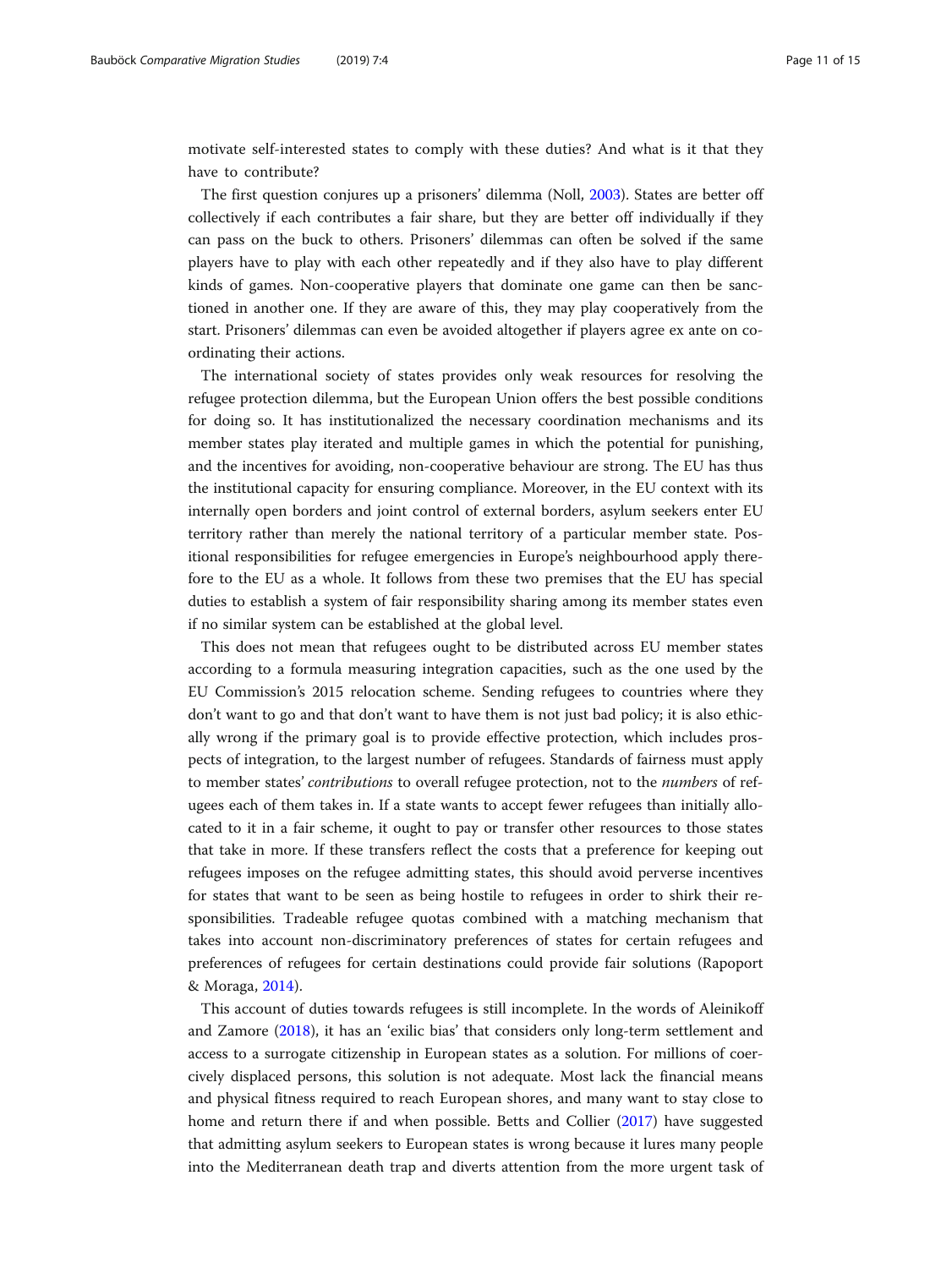motivate self-interested states to comply with these duties? And what is it that they have to contribute?

The first question conjures up a prisoners' dilemma (Noll, 2003). States are better off collectively if each contributes a fair share, but they are better off individually if they can pass on the buck to others. Prisoners' dilemmas can often be solved if the same players have to play with each other repeatedly and if they also have to play different kinds of games. Non-cooperative players that dominate one game can then be sanctioned in another one. If they are aware of this, they may play cooperatively from the start. Prisoners' dilemmas can even be avoided altogether if players agree ex ante on coordinating their actions.

The international society of states provides only weak resources for resolving the refugee protection dilemma, but the European Union offers the best possible conditions for doing so. It has institutionalized the necessary coordination mechanisms and its member states play iterated and multiple games in which the potential for punishing, and the incentives for avoiding, non-cooperative behaviour are strong. The EU has thus the institutional capacity for ensuring compliance. Moreover, in the EU context with its internally open borders and joint control of external borders, asylum seekers enter EU territory rather than merely the national territory of a particular member state. Positional responsibilities for refugee emergencies in Europe's neighbourhood apply therefore to the EU as a whole. It follows from these two premises that the EU has special duties to establish a system of fair responsibility sharing among its member states even if no similar system can be established at the global level.

This does not mean that refugees ought to be distributed across EU member states according to a formula measuring integration capacities, such as the one used by the EU Commission's 2015 relocation scheme. Sending refugees to countries where they don't want to go and that don't want to have them is not just bad policy; it is also ethically wrong if the primary goal is to provide effective protection, which includes prospects of integration, to the largest number of refugees. Standards of fairness must apply to member states' *contributions* to overall refugee protection, not to the *numbers* of refugees each of them takes in. If a state wants to accept fewer refugees than initially allocated to it in a fair scheme, it ought to pay or transfer other resources to those states that take in more. If these transfers reflect the costs that a preference for keeping out refugees imposes on the refugee admitting states, this should avoid perverse incentives for states that want to be seen as being hostile to refugees in order to shirk their responsibilities. Tradeable refugee quotas combined with a matching mechanism that takes into account non-discriminatory preferences of states for certain refugees and preferences of refugees for certain destinations could provide fair solutions (Rapoport & Moraga, 2014).

This account of duties towards refugees is still incomplete. In the words of Aleinikoff and Zamore (2018), it has an 'exilic bias' that considers only long-term settlement and access to a surrogate citizenship in European states as a solution. For millions of coercively displaced persons, this solution is not adequate. Most lack the financial means and physical fitness required to reach European shores, and many want to stay close to home and return there if and when possible. Betts and Collier (2017) have suggested that admitting asylum seekers to European states is wrong because it lures many people into the Mediterranean death trap and diverts attention from the more urgent task of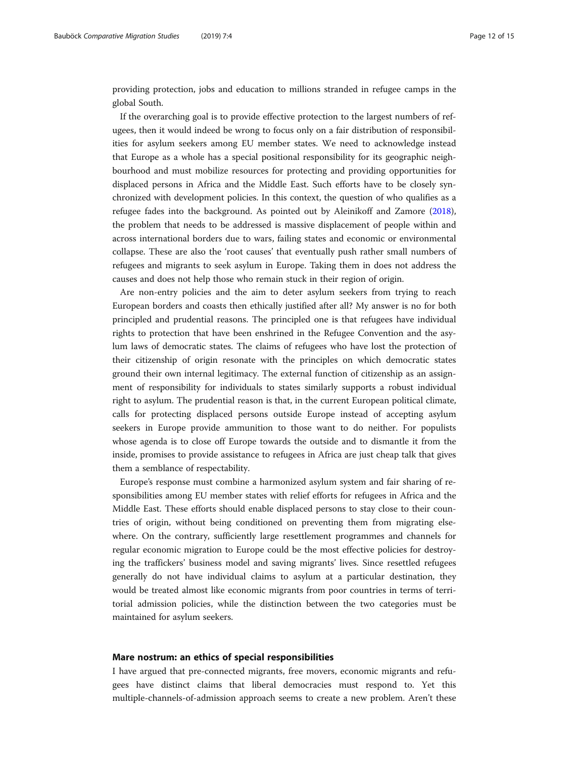providing protection, jobs and education to millions stranded in refugee camps in the global South.

If the overarching goal is to provide effective protection to the largest numbers of refugees, then it would indeed be wrong to focus only on a fair distribution of responsibilities for asylum seekers among EU member states. We need to acknowledge instead that Europe as a whole has a special positional responsibility for its geographic neighbourhood and must mobilize resources for protecting and providing opportunities for displaced persons in Africa and the Middle East. Such efforts have to be closely synchronized with development policies. In this context, the question of who qualifies as a refugee fades into the background. As pointed out by Aleinikoff and Zamore (2018), the problem that needs to be addressed is massive displacement of people within and across international borders due to wars, failing states and economic or environmental collapse. These are also the 'root causes' that eventually push rather small numbers of refugees and migrants to seek asylum in Europe. Taking them in does not address the causes and does not help those who remain stuck in their region of origin.

Are non-entry policies and the aim to deter asylum seekers from trying to reach European borders and coasts then ethically justified after all? My answer is no for both principled and prudential reasons. The principled one is that refugees have individual rights to protection that have been enshrined in the Refugee Convention and the asylum laws of democratic states. The claims of refugees who have lost the protection of their citizenship of origin resonate with the principles on which democratic states ground their own internal legitimacy. The external function of citizenship as an assignment of responsibility for individuals to states similarly supports a robust individual right to asylum. The prudential reason is that, in the current European political climate, calls for protecting displaced persons outside Europe instead of accepting asylum seekers in Europe provide ammunition to those want to do neither. For populists whose agenda is to close off Europe towards the outside and to dismantle it from the inside, promises to provide assistance to refugees in Africa are just cheap talk that gives them a semblance of respectability.

Europe's response must combine a harmonized asylum system and fair sharing of responsibilities among EU member states with relief efforts for refugees in Africa and the Middle East. These efforts should enable displaced persons to stay close to their countries of origin, without being conditioned on preventing them from migrating elsewhere. On the contrary, sufficiently large resettlement programmes and channels for regular economic migration to Europe could be the most effective policies for destroying the traffickers' business model and saving migrants' lives. Since resettled refugees generally do not have individual claims to asylum at a particular destination, they would be treated almost like economic migrants from poor countries in terms of territorial admission policies, while the distinction between the two categories must be maintained for asylum seekers.

## Mare nostrum: an ethics of special responsibilities

I have argued that pre-connected migrants, free movers, economic migrants and refugees have distinct claims that liberal democracies must respond to. Yet this multiple-channels-of-admission approach seems to create a new problem. Aren't these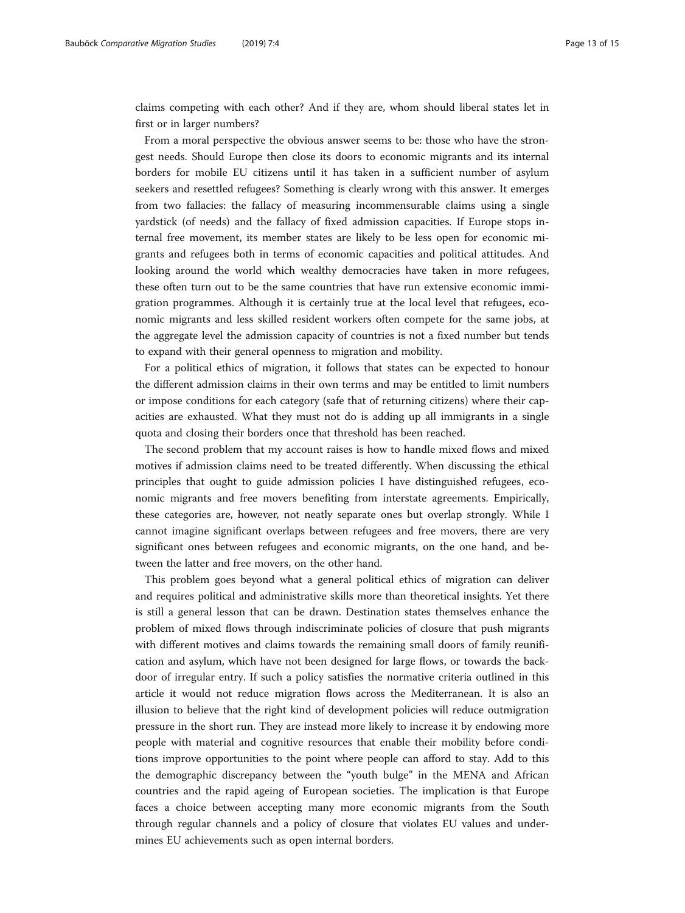claims competing with each other? And if they are, whom should liberal states let in first or in larger numbers?

From a moral perspective the obvious answer seems to be: those who have the strongest needs. Should Europe then close its doors to economic migrants and its internal borders for mobile EU citizens until it has taken in a sufficient number of asylum seekers and resettled refugees? Something is clearly wrong with this answer. It emerges from two fallacies: the fallacy of measuring incommensurable claims using a single yardstick (of needs) and the fallacy of fixed admission capacities. If Europe stops internal free movement, its member states are likely to be less open for economic migrants and refugees both in terms of economic capacities and political attitudes. And looking around the world which wealthy democracies have taken in more refugees, these often turn out to be the same countries that have run extensive economic immigration programmes. Although it is certainly true at the local level that refugees, economic migrants and less skilled resident workers often compete for the same jobs, at the aggregate level the admission capacity of countries is not a fixed number but tends to expand with their general openness to migration and mobility.

For a political ethics of migration, it follows that states can be expected to honour the different admission claims in their own terms and may be entitled to limit numbers or impose conditions for each category (safe that of returning citizens) where their capacities are exhausted. What they must not do is adding up all immigrants in a single quota and closing their borders once that threshold has been reached.

The second problem that my account raises is how to handle mixed flows and mixed motives if admission claims need to be treated differently. When discussing the ethical principles that ought to guide admission policies I have distinguished refugees, economic migrants and free movers benefiting from interstate agreements. Empirically, these categories are, however, not neatly separate ones but overlap strongly. While I cannot imagine significant overlaps between refugees and free movers, there are very significant ones between refugees and economic migrants, on the one hand, and between the latter and free movers, on the other hand.

This problem goes beyond what a general political ethics of migration can deliver and requires political and administrative skills more than theoretical insights. Yet there is still a general lesson that can be drawn. Destination states themselves enhance the problem of mixed flows through indiscriminate policies of closure that push migrants with different motives and claims towards the remaining small doors of family reunification and asylum, which have not been designed for large flows, or towards the backdoor of irregular entry. If such a policy satisfies the normative criteria outlined in this article it would not reduce migration flows across the Mediterranean. It is also an illusion to believe that the right kind of development policies will reduce outmigration pressure in the short run. They are instead more likely to increase it by endowing more people with material and cognitive resources that enable their mobility before conditions improve opportunities to the point where people can afford to stay. Add to this the demographic discrepancy between the "youth bulge" in the MENA and African countries and the rapid ageing of European societies. The implication is that Europe faces a choice between accepting many more economic migrants from the South through regular channels and a policy of closure that violates EU values and undermines EU achievements such as open internal borders.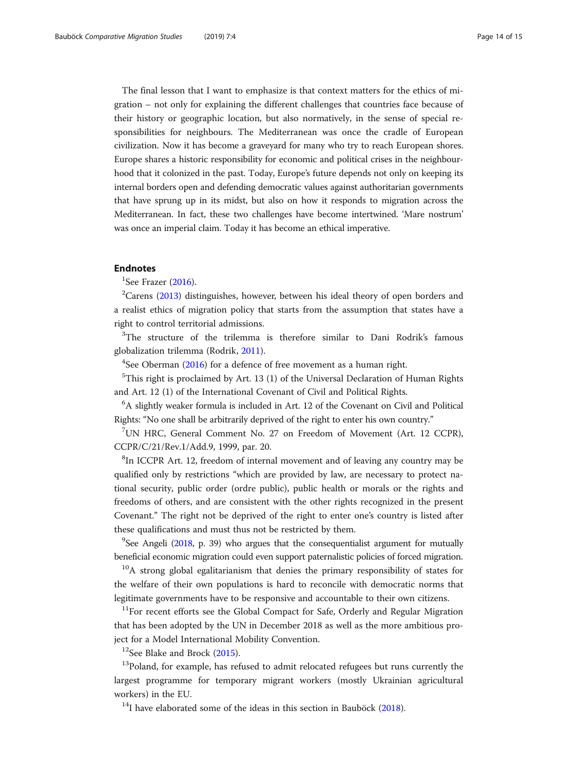The final lesson that I want to emphasize is that context matters for the ethics of migration – not only for explaining the different challenges that countries face because of their history or geographic location, but also normatively, in the sense of special responsibilities for neighbours. The Mediterranean was once the cradle of European civilization. Now it has become a graveyard for many who try to reach European shores. Europe shares a historic responsibility for economic and political crises in the neighbourhood that it colonized in the past. Today, Europe's future depends not only on keeping its internal borders open and defending democratic values against authoritarian governments that have sprung up in its midst, but also on how it responds to migration across the Mediterranean. In fact, these two challenges have become intertwined. 'Mare nostrum' was once an imperial claim. Today it has become an ethical imperative.

## Endnotes

[1]See Frazer (2016).

[2]Carens (2013) distinguishes, however, between his ideal theory of open borders and a realist ethics of migration policy that starts from the assumption that states have a right to control territorial admissions.

[3]The structure of the trilemma is therefore similar to Dani Rodrik's famous globalization trilemma (Rodrik, 2011).

[4]See Oberman (2016) for a defence of free movement as a human right.

[5]This right is proclaimed by Art. 13 (1) of the Universal Declaration of Human Rights and Art. 12 (1) of the International Covenant of Civil and Political Rights.

[6]A slightly weaker formula is included in Art. 12 of the Covenant on Civil and Political Rights: "No one shall be arbitrarily deprived of the right to enter his own country."

[7]UN HRC, General Comment No. 27 on Freedom of Movement (Art. 12 CCPR), CCPR/C/21/Rev.1/Add.9, 1999, par. 20.

[8]In ICCPR Art. 12, freedom of internal movement and of leaving any country may be qualified only by restrictions "which are provided by law, are necessary to protect national security, public order (ordre public), public health or morals or the rights and freedoms of others, and are consistent with the other rights recognized in the present Covenant." The right not be deprived of the right to enter one's country is listed after these qualifications and must thus not be restricted by them.

[9]See Angeli (2018, p. 39) who argues that the consequentialist argument for mutually beneficial economic migration could even support paternalistic policies of forced migration.

[10]A strong global egalitarianism that denies the primary responsibility of states for the welfare of their own populations is hard to reconcile with democratic norms that legitimate governments have to be responsive and accountable to their own citizens.

[11]For recent efforts see the Global Compact for Safe, Orderly and Regular Migration that has been adopted by the UN in December 2018 as well as the more ambitious project for a Model International Mobility Convention.

[12]See Blake and Brock (2015).

[13]Poland, for example, has refused to admit relocated refugees but runs currently the largest programme for temporary migrant workers (mostly Ukrainian agricultural workers) in the EU.

[14]I have elaborated some of the ideas in this section in Bauböck (2018).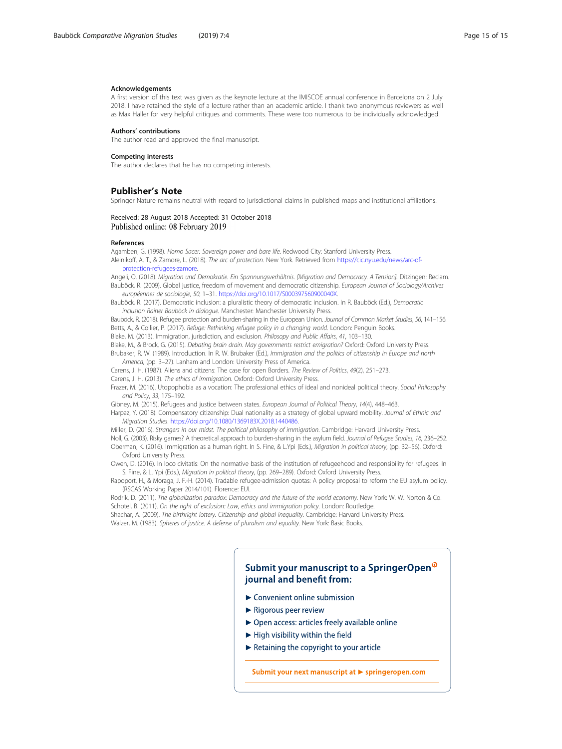### Acknowledgements

A first version of this text was given as the keynote lecture at the IMISCOE annual conference in Barcelona on 2 July 2018. I have retained the style of a lecture rather than an academic article. I thank two anonymous reviewers as well as Max Haller for very helpful critiques and comments. These were too numerous to be individually acknowledged.

### Authors' contributions

The author read and approved the final manuscript.

### Competing interests

The author declares that he has no competing interests.

## Publisher's Note

Springer Nature remains neutral with regard to jurisdictional claims in published maps and institutional affiliations.

Received: 28 August 2018 Accepted: 31 October 2018
Published online: 08 February 2019

### References

Agamben, G. (1998). *Homo Sacer. Sovereign power and bare life*. Redwood City: Stanford University Press.

Aleinikoff, A. T., & Zamore, L. (2018). *The arc of protection*. New York. Retrieved from https://cic.nyu.edu/news/arc-of-protection-refugees-zamore.

Angeli, O. (2018). *Migration und Demokratie. Ein Spannungsverhältnis. [Migration and Democracy. A Tension]*. Ditzingen: Reclam.

Bauböck, R. (2009). Global justice, freedom of movement and democratic citizenship. *European Journal of Sociology/Archives européennes de sociologie*, *50*, 1–31. https://doi.org/10.1017/S000397560900040X.

Bauböck, R. (2017). Democratic inclusion: a pluralistic theory of democratic inclusion. In R. Bauböck (Ed.), *Democratic inclusion Rainer Bauböck in dialogue*. Manchester: Manchester University Press.

Bauböck, R. (2018). Refugee protection and burden-sharing in the European Union. *Journal of Common Market Studies*, *56*, 141–156.

Betts, A., & Collier, P. (2017). *Refuge: Rethinking refugee policy in a changing world*. London: Penguin Books.

Blake, M. (2013). Immigration, jurisdiction, and exclusion. *Philosophy and Public Affairs*, *41*, 103–130.

Blake, M., & Brock, G. (2015). *Debating brain drain. May governments restrict emigration?* Oxford: Oxford University Press.

Brubaker, R. W. (1989). Introduction. In R. W. Brubaker (Ed.), *Immigration and the politics of citizenship in Europe and north America*, (pp. 3–27). Lanham and London: University Press of America.

Carens, J. H. (1987). Aliens and citizens: The case for open Borders. *The Review of Politics*, *49*(2), 251–273.

Carens, J. H. (2013). *The ethics of immigration*. Oxford: Oxford University Press.

Frazer, M. (2016). Utopophobia as a vocation: The professional ethics of ideal and nonideal political theory. *Social Philosophy and Policy*, *33*, 175–192.

Gibney, M. (2015). Refugees and justice between states. *European Journal of Political Theory*, *14*(4), 448–463.

Harpaz, Y. (2018). Compensatory citizenship: Dual nationality as a strategy of global upward mobility. *Journal of Ethnic and Migration Studies*. https://doi.org/10.1080/1369183X.2018.1440486.

Miller, D. (2016). *Strangers in our midst. The political philosophy of immigration*. Cambridge: Harvard University Press.

Noll, G. (2003). Risky games? A theoretical approach to burden-sharing in the asylum field. *Journal of Refugee Studies*, *16*, 236–252.

Oberman, K. (2016). Immigration as a human right. In S. Fine, & L.Ypi (Eds.), *Migration in political theory*, (pp. 32–56). Oxford: Oxford University Press.

Owen, D. (2016). In loco civitatis: On the normative basis of the institution of refugeehood and responsibility for refugees. In S. Fine, & L. Ypi (Eds.), *Migration in political theory*, (pp. 269–289). Oxford: Oxford University Press.

Rapoport, H., & Moraga, J. F.-H. (2014). Tradable refugee-admission quotas: A policy proposal to reform the EU asylum policy. (RSCAS Working Paper 2014/101). Florence: EUI.

Rodrik, D. (2011). *The globalization paradox: Democracy and the future of the world economy*. New York: W. W. Norton & Co.

Schotel, B. (2011). *On the right of exclusion: Law, ethics and immigration policy*. London: Routledge.

Shachar, A. (2009). *The birthright lottery. Citizenship and global inequality*. Cambridge: Harvard University Press.

Walzer, M. (1983). *Spheres of justice. A defense of pluralism and equality*. New York: Basic Books.

**Submit your manuscript to a SpringerOpen journal and benefit from:**

- ► Convenient online submission
- ► Rigorous peer review
- ► Open access: articles freely available online
- ► High visibility within the field
- ► Retaining the copyright to your article

**Submit your next manuscript at ► springeropen.com**